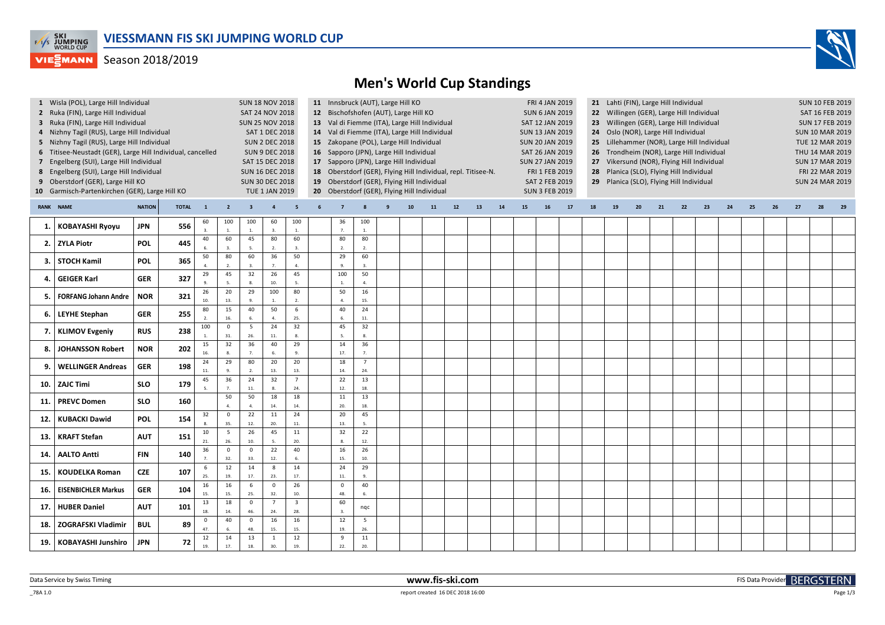# VIESSMANN FIS SKI JUMPING WORLD CUP

Season 2018/2019

## Men's World Cup Standings

| # | Event | Date |
|---|---|---|
| 1 | Wisla (POL), Large Hill Individual | SUN 18 NOV 2018 |
| 2 | Ruka (FIN), Large Hill Individual | SAT 24 NOV 2018 |
| 3 | Ruka (FIN), Large Hill Individual | SUN 25 NOV 2018 |
| 4 | Nizhny Tagil (RUS), Large Hill Individual | SAT 1 DEC 2018 |
| 5 | Nizhny Tagil (RUS), Large Hill Individual | SUN 2 DEC 2018 |
| 6 | Titisee-Neustadt (GER), Large Hill Individual, cancelled | SUN 9 DEC 2018 |
| 7 | Engelberg (SUI), Large Hill Individual | SAT 15 DEC 2018 |
| 8 | Engelberg (SUI), Large Hill Individual | SUN 16 DEC 2018 |
| 9 | Oberstdorf (GER), Large Hill KO | SUN 30 DEC 2018 |
| 10 | Garmisch-Partenkirchen (GER), Large Hill KO | TUE 1 JAN 2019 |
| 11 | Innsbruck (AUT), Large Hill KO | FRI 4 JAN 2019 |
| 12 | Bischofshofen (AUT), Large Hill KO | SUN 6 JAN 2019 |
| 13 | Val di Fiemme (ITA), Large Hill Individual | SAT 12 JAN 2019 |
| 14 | Val di Fiemme (ITA), Large Hill Individual | SUN 13 JAN 2019 |
| 15 | Zakopane (POL), Large Hill Individual | SUN 20 JAN 2019 |
| 16 | Sapporo (JPN), Large Hill Individual | SAT 26 JAN 2019 |
| 17 | Sapporo (JPN), Large Hill Individual | SUN 27 JAN 2019 |
| 18 | Oberstdorf (GER), Flying Hill Individual, repl. Titisee-N. | FRI 1 FEB 2019 |
| 19 | Oberstdorf (GER), Flying Hill Individual | SAT 2 FEB 2019 |
| 20 | Oberstdorf (GER), Flying Hill Individual | SUN 3 FEB 2019 |
| 21 | Lahti (FIN), Large Hill Individual | SUN 10 FEB 2019 |
| 22 | Willingen (GER), Large Hill Individual | SAT 16 FEB 2019 |
| 23 | Willingen (GER), Large Hill Individual | SUN 17 FEB 2019 |
| 24 | Oslo (NOR), Large Hill Individual | SUN 10 MAR 2019 |
| 25 | Lillehammer (NOR), Large Hill Individual | TUE 12 MAR 2019 |
| 26 | Trondheim (NOR), Large Hill Individual | THU 14 MAR 2019 |
| 27 | Vikersund (NOR), Flying Hill Individual | SUN 17 MAR 2019 |
| 28 | Planica (SLO), Flying Hill Individual | FRI 22 MAR 2019 |
| 29 | Planica (SLO), Flying Hill Individual | SUN 24 MAR 2019 |

| RANK | NAME | NATION | TOTAL | 1 | 2 | 3 | 4 | 5 | 6 | 7 | 8 | 9 | 10 | 11 | 12 | 13 | 14 | 15 | 16 | 17 | 18 | 19 | 20 | 21 | 22 | 23 | 24 | 25 | 26 | 27 | 28 | 29 |
|---|---|---|---|---|---|---|---|---|---|---|---|---|---|---|---|---|---|---|---|---|---|---|---|---|---|---|---|---|---|---|---|---|
| 1. | KOBAYASHI Ryoyu | JPN | 556 | 60 (3.) | 100 (1.) | 100 (1.) | 60 (3.) | 100 (1.) | | 36 (7.) | 100 (1.) | | | | | | | | | | | | | | | | | | | | | |
| 2. | ZYLA Piotr | POL | 445 | 40 (6.) | 60 (3.) | 45 (5.) | 80 (2.) | 60 (3.) | | 80 (2.) | 80 (2.) | | | | | | | | | | | | | | | | | | | | | |
| 3. | STOCH Kamil | POL | 365 | 50 (4.) | 80 (2.) | 60 (3.) | 36 (7.) | 50 (4.) | | 29 (9.) | 60 (3.) | | | | | | | | | | | | | | | | | | | | | |
| 4. | GEIGER Karl | GER | 327 | 29 (9.) | 45 (5.) | 32 (8.) | 26 (10.) | 45 (5.) | | 100 (1.) | 50 (4.) | | | | | | | | | | | | | | | | | | | | | |
| 5. | FORFANG Johann Andre | NOR | 321 | 26 (10.) | 20 (13.) | 29 (9.) | 100 (1.) | 80 (2.) | | 50 (4.) | 16 (15.) | | | | | | | | | | | | | | | | | | | | | |
| 6. | LEYHE Stephan | GER | 255 | 80 (2.) | 15 (16.) | 40 (6.) | 50 (4.) | 6 (25.) | | 40 (6.) | 24 (11.) | | | | | | | | | | | | | | | | | | | | | |
| 7. | KLIMOV Evgeniy | RUS | 238 | 100 (1.) | 0 (31.) | 5 (26.) | 24 (11.) | 32 (8.) | | 45 (5.) | 32 (8.) | | | | | | | | | | | | | | | | | | | | | |
| 8. | JOHANSSON Robert | NOR | 202 | 15 (16.) | 32 (8.) | 36 (7.) | 40 (6.) | 29 (9.) | | 14 (17.) | 36 (7.) | | | | | | | | | | | | | | | | | | | | | |
| 9. | WELLINGER Andreas | GER | 198 | 24 (11.) | 29 (9.) | 80 (2.) | 20 (13.) | 20 (13.) | | 18 (14.) | 7 (24.) | | | | | | | | | | | | | | | | | | | | | |
| 10. | ZAJC Timi | SLO | 179 | 45 (5.) | 36 (7.) | 24 (11.) | 32 (8.) | 7 (24.) | | 22 (12.) | 13 (18.) | | | | | | | | | | | | | | | | | | | | | |
| 11. | PREVC Domen | SLO | 160 | | 50 (4.) | 50 (4.) | 18 (14.) | 18 (14.) | | 11 (20.) | 13 (18.) | | | | | | | | | | | | | | | | | | | | | |
| 12. | KUBACKI Dawid | POL | 154 | 32 (8.) | 0 (35.) | 22 (12.) | 11 (20.) | 24 (11.) | | 20 (13.) | 45 (5.) | | | | | | | | | | | | | | | | | | | | | |
| 13. | KRAFT Stefan | AUT | 151 | 10 (21.) | 5 (26.) | 26 (10.) | 45 (5.) | 11 (20.) | | 32 (8.) | 22 (12.) | | | | | | | | | | | | | | | | | | | | | |
| 14. | AALTO Antti | FIN | 140 | 36 (7.) | 0 (32.) | 0 (33.) | 22 (12.) | 40 (6.) | | 16 (15.) | 26 (10.) | | | | | | | | | | | | | | | | | | | | | |
| 15. | KOUDELKA Roman | CZE | 107 | 6 (25.) | 12 (19.) | 14 (17.) | 8 (23.) | 14 (17.) | | 24 (11.) | 29 (9.) | | | | | | | | | | | | | | | | | | | | | |
| 16. | EISENBICHLER Markus | GER | 104 | 16 (15.) | 16 (15.) | 6 (25.) | 0 (32.) | 26 (10.) | | 0 (48.) | 40 (6.) | | | | | | | | | | | | | | | | | | | | | |
| 17. | HUBER Daniel | AUT | 101 | 13 (18.) | 18 (14.) | 0 (46.) | 7 (24.) | 3 (28.) | | 60 (3.) | nqc | | | | | | | | | | | | | | | | | | | | | |
| 18. | ZOGRAFSKI Vladimir | BUL | 89 | 0 (47.) | 40 (6.) | 0 (48.) | 16 (15.) | 16 (15.) | | 12 (19.) | 5 (26.) | | | | | | | | | | | | | | | | | | | | | |
| 19. | KOBAYASHI Junshiro | JPN | 72 | 12 (19.) | 14 (17.) | 13 (18.) | 1 (30.) | 12 (19.) | | 9 (22.) | 11 (20.) | | | | | | | | | | | | | | | | | | | | | |

Data Service by Swiss Timing — www.fis-ski.com — FIS Data Provider BERGSTERN

_78A 1.0 — report created 16 DEC 2018 16:00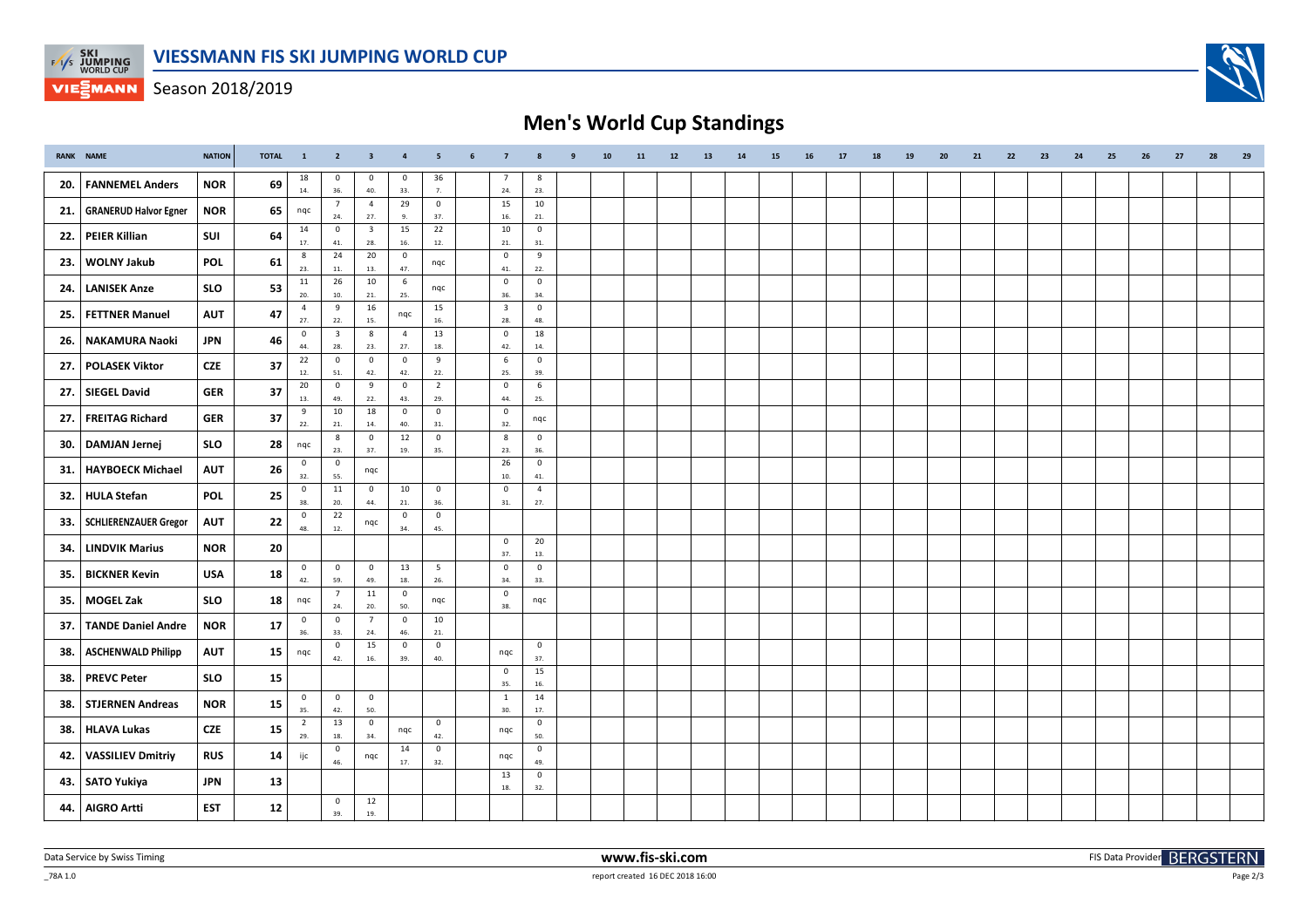# VIESSMANN FIS SKI JUMPING WORLD CUP

Season 2018/2019

## Men's World Cup Standings

| RANK | NAME | NATION | TOTAL | 1 | 2 | 3 | 4 | 5 | 6 | 7 | 8 | 9 | 10 | 11 | 12 | 13 | 14 | 15 | 16 | 17 | 18 | 19 | 20 | 21 | 22 | 23 | 24 | 25 | 26 | 27 | 28 | 29 |
|---|---|---|---|---|---|---|---|---|---|---|---|---|---|---|---|---|---|---|---|---|---|---|---|---|---|---|---|---|---|---|---|---|
| 20. | FANNEMEL Anders | NOR | 69 | 18 14. | 0 36. | 0 40. | 0 33. | 36 7. | | 7 24. | 8 23. | | | | | | | | | | | | | | | | | | | | | |
| 21. | GRANERUD Halvor Egner | NOR | 65 | nqc | 7 24. | 4 27. | 29 9. | 0 37. | | 15 16. | 10 21. | | | | | | | | | | | | | | | | | | | | | |
| 22. | PEIER Killian | SUI | 64 | 14 17. | 0 41. | 3 28. | 15 16. | 22 12. | | 10 21. | 0 31. | | | | | | | | | | | | | | | | | | | | | |
| 23. | WOLNY Jakub | POL | 61 | 8 23. | 24 11. | 20 13. | 0 47. | nqc | | 0 41. | 9 22. | | | | | | | | | | | | | | | | | | | | | |
| 24. | LANISEK Anze | SLO | 53 | 11 20. | 26 10. | 10 21. | 6 25. | nqc | | 0 36. | 0 34. | | | | | | | | | | | | | | | | | | | | | |
| 25. | FETTNER Manuel | AUT | 47 | 4 27. | 9 22. | 16 15. | nqc | 15 16. | | 3 28. | 0 48. | | | | | | | | | | | | | | | | | | | | | |
| 26. | NAKAMURA Naoki | JPN | 46 | 0 44. | 3 28. | 8 23. | 4 27. | 13 18. | | 0 42. | 18 14. | | | | | | | | | | | | | | | | | | | | | |
| 27. | POLASEK Viktor | CZE | 37 | 22 12. | 0 51. | 0 42. | 0 42. | 9 22. | | 6 25. | 0 39. | | | | | | | | | | | | | | | | | | | | | |
| 27. | SIEGEL David | GER | 37 | 20 13. | 0 49. | 9 22. | 0 43. | 2 29. | | 0 44. | 6 25. | | | | | | | | | | | | | | | | | | | | | |
| 27. | FREITAG Richard | GER | 37 | 9 22. | 10 21. | 18 14. | 0 40. | 0 31. | | 0 32. | nqc | | | | | | | | | | | | | | | | | | | | | |
| 30. | DAMJAN Jernej | SLO | 28 | nqc | 8 23. | 0 37. | 12 19. | 0 35. | | 8 23. | 0 36. | | | | | | | | | | | | | | | | | | | | | |
| 31. | HAYBOECK Michael | AUT | 26 | 0 32. | 0 55. | nqc | | | | 26 10. | 0 41. | | | | | | | | | | | | | | | | | | | | | |
| 32. | HULA Stefan | POL | 25 | 0 38. | 11 20. | 0 44. | 10 21. | 0 36. | | 0 31. | 4 27. | | | | | | | | | | | | | | | | | | | | | |
| 33. | SCHLIERENZAUER Gregor | AUT | 22 | 0 48. | 22 12. | nqc | 0 34. | 0 45. | | | | | | | | | | | | | | | | | | | | | | | | |
| 34. | LINDVIK Marius | NOR | 20 | | | | | | | 0 37. | 20 13. | | | | | | | | | | | | | | | | | | | | | |
| 35. | BICKNER Kevin | USA | 18 | 0 42. | 0 59. | 0 49. | 13 18. | 5 26. | | 0 34. | 0 33. | | | | | | | | | | | | | | | | | | | | | |
| 35. | MOGEL Zak | SLO | 18 | nqc | 7 24. | 11 20. | 0 50. | nqc | | 0 38. | nqc | | | | | | | | | | | | | | | | | | | | | |
| 37. | TANDE Daniel Andre | NOR | 17 | 0 36. | 0 33. | 7 24. | 0 46. | 10 21. | | | | | | | | | | | | | | | | | | | | | | | | |
| 38. | ASCHENWALD Philipp | AUT | 15 | nqc | 0 42. | 15 16. | 0 39. | 0 40. | | nqc | 0 37. | | | | | | | | | | | | | | | | | | | | | |
| 38. | PREVC Peter | SLO | 15 | | | | | | | 0 35. | 15 16. | | | | | | | | | | | | | | | | | | | | | |
| 38. | STJERNEN Andreas | NOR | 15 | 0 35. | 0 42. | 0 50. | | | | 1 30. | 14 17. | | | | | | | | | | | | | | | | | | | | | |
| 38. | HLAVA Lukas | CZE | 15 | 2 29. | 13 18. | 0 34. | nqc | 0 42. | | nqc | 0 50. | | | | | | | | | | | | | | | | | | | | | |
| 42. | VASSILIEV Dmitriy | RUS | 14 | ijc | 0 46. | nqc | 14 17. | 0 32. | | nqc | 0 49. | | | | | | | | | | | | | | | | | | | | | |
| 43. | SATO Yukiya | JPN | 13 | | | | | | | 13 18. | 0 32. | | | | | | | | | | | | | | | | | | | | | |
| 44. | AIGRO Artti | EST | 12 | | 0 39. | 12 19. | | | | | | | | | | | | | | | | | | | | | | | | | | |

Data Service by Swiss Timing — www.fis-ski.com — report created 16 DEC 2018 16:00 — FIS Data Provider BERGSTERN

_78A 1.0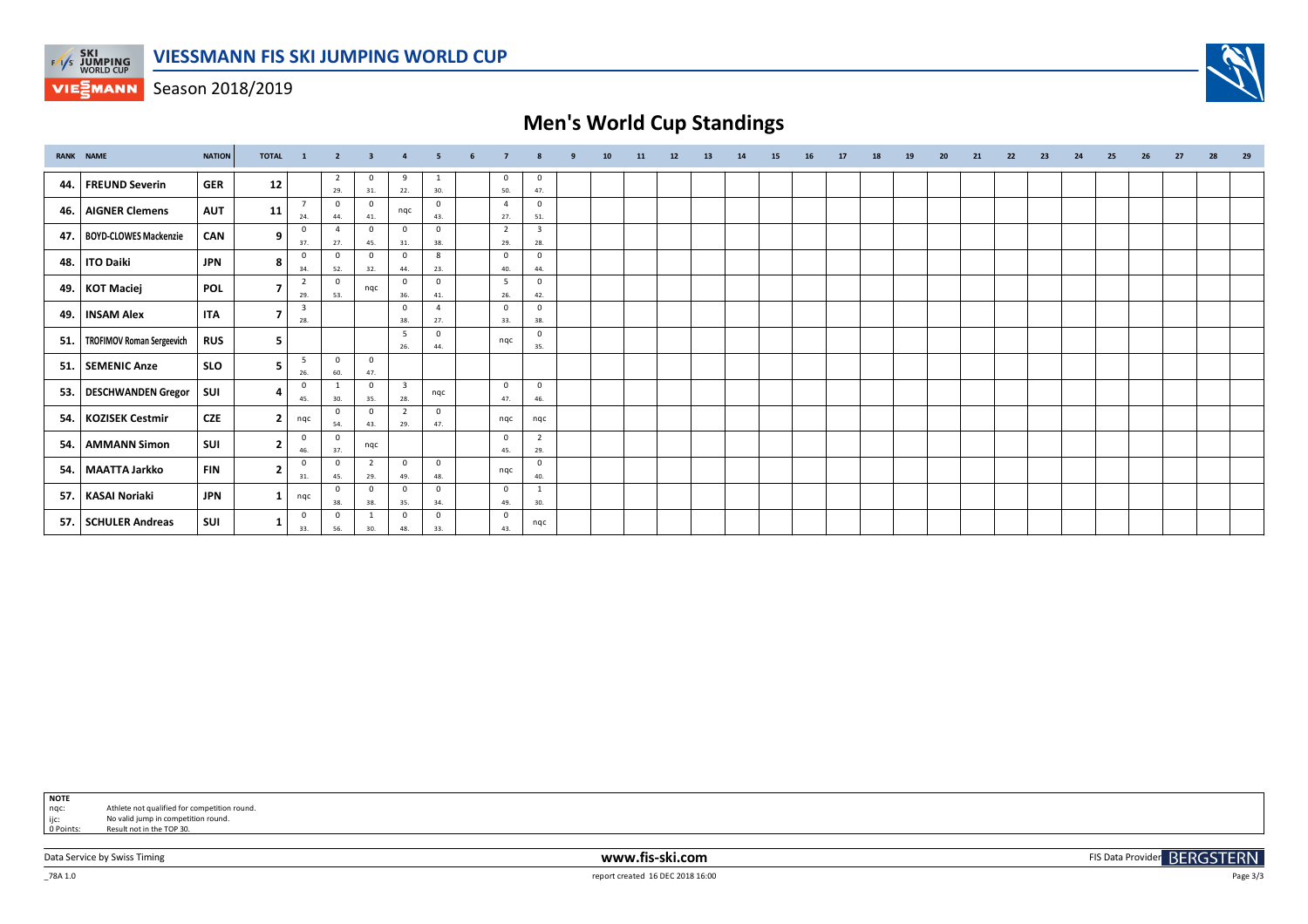# VIESSMANN FIS SKI JUMPING WORLD CUP

Season 2018/2019

## Men's World Cup Standings

| RANK | NAME | NATION | TOTAL | 1 | 2 | 3 | 4 | 5 | 6 | 7 | 8 | 9 | 10 | 11 | 12 | 13 | 14 | 15 | 16 | 17 | 18 | 19 | 20 | 21 | 22 | 23 | 24 | 25 | 26 | 27 | 28 | 29 |
|---|---|---|---|---|---|---|---|---|---|---|---|---|---|---|---|---|---|---|---|---|---|---|---|---|---|---|---|---|---|---|---|---|
| 44. | **FREUND Severin** | GER | 12 | | 2 29. | 0 31. | 9 22. | 1 30. | | 0 50. | 0 47. | | | | | | | | | | | | | | | | | | | | | |
| 46. | **AIGNER Clemens** | AUT | 11 | 7 24. | 0 44. | 0 41. | nqc | 0 43. | | 4 27. | 0 51. | | | | | | | | | | | | | | | | | | | | | |
| 47. | **BOYD-CLOWES Mackenzie** | CAN | 9 | 0 37. | 4 27. | 0 45. | 0 31. | 0 38. | | 2 29. | 3 28. | | | | | | | | | | | | | | | | | | | | | |
| 48. | **ITO Daiki** | JPN | 8 | 0 34. | 0 52. | 0 32. | 0 44. | 8 23. | | 0 40. | 0 44. | | | | | | | | | | | | | | | | | | | | | |
| 49. | **KOT Maciej** | POL | 7 | 2 29. | 0 53. | nqc | 0 36. | 0 41. | | 5 26. | 0 42. | | | | | | | | | | | | | | | | | | | | | |
| 49. | **INSAM Alex** | ITA | 7 | 3 28. | | | 0 38. | 4 27. | | 0 33. | 0 38. | | | | | | | | | | | | | | | | | | | | | |
| 51. | **TROFIMOV Roman Sergeevich** | RUS | 5 | | | | 5 26. | 0 44. | | nqc | 0 35. | | | | | | | | | | | | | | | | | | | | | |
| 51. | **SEMENIC Anze** | SLO | 5 | 5 26. | 0 60. | 0 47. | | | | | | | | | | | | | | | | | | | | | | | | | | |
| 53. | **DESCHWANDEN Gregor** | SUI | 4 | 0 45. | 1 30. | 0 35. | 3 28. | nqc | | 0 47. | 0 46. | | | | | | | | | | | | | | | | | | | | | |
| 54. | **KOZISEK Cestmir** | CZE | 2 | nqc | 0 54. | 0 43. | 2 29. | 0 47. | | nqc | nqc | | | | | | | | | | | | | | | | | | | | | |
| 54. | **AMMANN Simon** | SUI | 2 | 0 46. | 0 37. | nqc | | | | 0 45. | 2 29. | | | | | | | | | | | | | | | | | | | | | |
| 54. | **MAATTA Jarkko** | FIN | 2 | 0 31. | 0 45. | 2 29. | 0 49. | 0 48. | | nqc | 0 40. | | | | | | | | | | | | | | | | | | | | | |
| 57. | **KASAI Noriaki** | JPN | 1 | nqc | 0 38. | 0 38. | 0 35. | 0 34. | | 0 49. | 1 30. | | | | | | | | | | | | | | | | | | | | | |
| 57. | **SCHULER Andreas** | SUI | 1 | 0 33. | 0 56. | 1 30. | 0 48. | 0 33. | | 0 43. | nqc | | | | | | | | | | | | | | | | | | | | | |

**NOTE**

nqc: Athlete not qualified for competition round.
ijc: No valid jump in competition round.
0 Points: Result not in the TOP 30.

Data Service by Swiss Timing | www.fis-ski.com | FIS Data Provider BERGSTERN